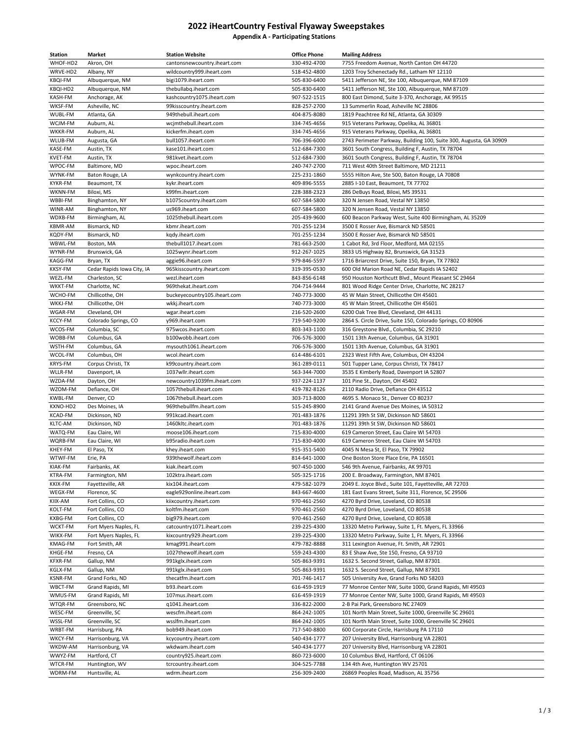# 2022 iHeartCountry Festival Flyaway Sweepstakes

## Appendix A - Participating Stations

| Station | Market | Station Website | Office Phone | Mailing Address |
|---|---|---|---|---|
| WHOF-HD2 | Akron, OH | cantonsnewcountry.iheart.com | 330-492-4700 | 7755 Freedom Avenue, North Canton OH 44720 |
| WRVE-HD2 | Albany, NY | wildcountry999.iheart.com | 518-452-4800 | 1203 Troy Schenectady Rd., Latham NY 12110 |
| KBQI-FM | Albuquerque, NM | bigi1079.iheart.com | 505-830-6400 | 5411 Jefferson NE, Ste 100, Albuquerque, NM 87109 |
| KBQI-HD2 | Albuquerque, NM | thebullabq.iheart.com | 505-830-6400 | 5411 Jefferson NE, Ste 100, Albuquerque, NM 87109 |
| KASH-FM | Anchorage, AK | kashcountry1075.iheart.com | 907-522-1515 | 800 East Dimond, Suite 3-370, Anchorage, AK 99515 |
| WKSF-FM | Asheville, NC | 99kisscountry.iheart.com | 828-257-2700 | 13 Summerlin Road, Asheville NC 28806 |
| WUBL-FM | Atlanta, GA | 949thebull.iheart.com | 404-875-8080 | 1819 Peachtree Rd NE, Atlanta, GA 30309 |
| WCJM-FM | Auburn, AL | wcjmthebull.iheart.com | 334-745-4656 | 915 Veterans Parkway, Opelika, AL 36801 |
| WKKR-FM | Auburn, AL | kickerfm.iheart.com | 334-745-4656 | 915 Veterans Parkway, Opelika, AL 36801 |
| WLUB-FM | Augusta, GA | bull1057.iheart.com | 706-396-6000 | 2743 Perimeter Parkway, Building 100, Suite 300, Augusta, GA 30909 |
| KASE-FM | Austin, TX | kase101.iheart.com | 512-684-7300 | 3601 South Congress, Building F, Austin, TX 78704 |
| KVET-FM | Austin, TX | 981kvet.iheart.com | 512-684-7300 | 3601 South Congress, Building F, Austin, TX 78704 |
| WPOC-FM | Baltimore, MD | wpoc.iheart.com | 240-747-2700 | 711 West 40th Street Baltimore, MD 21211 |
| WYNK-FM | Baton Rouge, LA | wynkcountry.iheart.com | 225-231-1860 | 5555 Hilton Ave, Ste 500, Baton Rouge, LA 70808 |
| KYKR-FM | Beaumont, TX | kykr.iheart.com | 409-896-5555 | 2885 I-10 East, Beaumont, TX 77702 |
| WKNN-FM | Biloxi, MS | k99fm.iheart.com | 228-388-2323 | 286 DeBuys Road, Biloxi, MS 39531 |
| WBBI-FM | Binghamton, NY | b1075country.iheart.com | 607-584-5800 | 320 N Jensen Road, Vestal NY 13850 |
| WINR-AM | Binghamton, NY | us969.iheart.com | 607-584-5800 | 320 N Jensen Road, Vestal NY 13850 |
| WDXB-FM | Birmingham, AL | 1025thebull.iheart.com | 205-439-9600 | 600 Beacon Parkway West, Suite 400 Birmingham, AL 35209 |
| KBMR-AM | Bismarck, ND | kbmr.iheart.com | 701-255-1234 | 3500 E Rosser Ave, Bismarck ND 58501 |
| KQDY-FM | Bismarck, ND | kqdy.iheart.com | 701-255-1234 | 3500 E Rosser Ave, Bismarck ND 58501 |
| WBWL-FM | Boston, MA | thebull1017.iheart.com | 781-663-2500 | 1 Cabot Rd, 3rd Floor, Medford, MA 02155 |
| WYNR-FM | Brunswick, GA | 1025wynr.iheart.com | 912-267-1025 | 3833 US Highway 82, Brunswick, GA 31523 |
| KAGG-FM | Bryan, TX | aggie96.iheart.com | 979-846-5597 | 1716 Briarcrest Drive, Suite 150, Bryan, TX 77802 |
| KKSY-FM | Cedar Rapids Iowa City, IA | 965kisscountry.iheart.com | 319-395-0530 | 600 Old Marion Road NE, Cedar Rapids IA 52402 |
| WEZL-FM | Charleston, SC | wezl.iheart.com | 843-856-6148 | 950 Houston Northcutt Blvd., Mount Pleasant SC 29464 |
| WKKT-FM | Charlotte, NC | 969thekat.iheart.com | 704-714-9444 | 801 Wood Ridge Center Drive, Charlotte, NC 28217 |
| WCHO-FM | Chillicothe, OH | buckeyecountry105.iheart.com | 740-773-3000 | 45 W Main Street, Chillicothe OH 45601 |
| WKKJ-FM | Chillicothe, OH | wkkj.iheart.com | 740-773-3000 | 45 W Main Street, Chillicothe OH 45601 |
| WGAR-FM | Cleveland, OH | wgar.iheart.com | 216-520-2600 | 6200 Oak Tree Blvd, Cleveland, OH 44131 |
| KCCY-FM | Colorado Springs, CO | y969.iheart.com | 719-540-9200 | 2864 S. Circle Drive, Suite 150, Colorado Springs, CO 80906 |
| WCOS-FM | Columbia, SC | 975wcos.iheart.com | 803-343-1100 | 316 Greystone Blvd., Columbia, SC 29210 |
| WOBB-FM | Columbus, GA | b100wobb.iheart.com | 706-576-3000 | 1501 13th Avenue, Columbus, GA 31901 |
| WSTH-FM | Columbus, GA | mysouth1061.iheart.com | 706-576-3000 | 1501 13th Avenue, Columbus, GA 31901 |
| WCOL-FM | Columbus, OH | wcol.iheart.com | 614-486-6101 | 2323 West Fifth Ave, Columbus, OH 43204 |
| KRYS-FM | Corpus Christi, TX | k99country.iheart.com | 361-289-0111 | 501 Tupper Lane, Corpus Christi, TX 78417 |
| WLLR-FM | Davenport, IA | 1037wllr.iheart.com | 563-344-7000 | 3535 E Kimberly Road, Davenport IA 52807 |
| WZDA-FM | Dayton, OH | newcountry1039fm.iheart.com | 937-224-1137 | 101 Pine St., Dayton, OH 45402 |
| WZOM-FM | Defiance, OH | 1057thebull.iheart.com | 419-782-8126 | 2110 Radio Drive, Defiance OH 43512 |
| KWBL-FM | Denver, CO | 1067thebull.iheart.com | 303-713-8000 | 4695 S. Monaco St., Denver CO 80237 |
| KXNO-HD2 | Des Moines, IA | 969thebullfm.iheart.com | 515-245-8900 | 2141 Grand Avenue Des Moines, IA 50312 |
| KCAD-FM | Dickinson, ND | 991kcad.iheart.com | 701-483-1876 | 11291 39th St SW, Dickinson ND 58601 |
| KLTC-AM | Dickinson, ND | 1460kltc.iheart.com | 701-483-1876 | 11291 39th St SW, Dickinson ND 58601 |
| WATQ-FM | Eau Claire, WI | moose106.iheart.com | 715-830-4000 | 619 Cameron Street, Eau Claire WI 54703 |
| WQRB-FM | Eau Claire, WI | b95radio.iheart.com | 715-830-4000 | 619 Cameron Street, Eau Claire WI 54703 |
| KHEY-FM | El Paso, TX | khey.iheart.com | 915-351-5400 | 4045 N Mesa St, El Paso, TX 79902 |
| WTWF-FM | Erie, PA | 939thewolf.iheart.com | 814-641-1000 | One Boston Store Place Erie, PA 16501 |
| KIAK-FM | Fairbanks, AK | kiak.iheart.com | 907-450-1000 | 546 9th Avenue, Fairbanks, AK 99701 |
| KTRA-FM | Farmington, NM | 102ktra.iheart.com | 505-325-1716 | 200 E. Broadway, Farmington, NM 87401 |
| KKIX-FM | Fayetteville, AR | kix104.iheart.com | 479-582-1079 | 2049 E. Joyce Blvd., Suite 101, Fayetteville, AR 72703 |
| WEGX-FM | Florence, SC | eagle929online.iheart.com | 843-667-4600 | 181 East Evans Street, Suite 311, Florence, SC 29506 |
| KIIX-AM | Fort Collins, CO | kiixcountry.iheart.com | 970-461-2560 | 4270 Byrd Drive, Loveland, CO 80538 |
| KOLT-FM | Fort Collins, CO | koltfm.iheart.com | 970-461-2560 | 4270 Byrd Drive, Loveland, CO 80538 |
| KXBG-FM | Fort Collins, CO | big979.iheart.com | 970-461-2560 | 4270 Byrd Drive, Loveland, CO 80538 |
| WCKT-FM | Fort Myers Naples, FL | catcountry1071.iheart.com | 239-225-4300 | 13320 Metro Parkway, Suite 1, Ft. Myers, FL 33966 |
| WIKX-FM | Fort Myers Naples, FL | kixcountry929.iheart.com | 239-225-4300 | 13320 Metro Parkway, Suite 1, Ft. Myers, FL 33966 |
| KMAG-FM | Fort Smith, AR | kmag991.iheart.com | 479-782-8888 | 311 Lexington Avenue, Ft. Smith, AR 72901 |
| KHGE-FM | Fresno, CA | 1027thewolf.iheart.com | 559-243-4300 | 83 E Shaw Ave, Ste 150, Fresno, CA 93710 |
| KFXR-FM | Gallup, NM | 991kglx.iheart.com | 505-863-9391 | 1632 S. Second Street, Gallup, NM 87301 |
| KGLX-FM | Gallup, NM | 991kglx.iheart.com | 505-863-9391 | 1632 S. Second Street, Gallup, NM 87301 |
| KSNR-FM | Grand Forks, ND | thecatfm.iheart.com | 701-746-1417 | 505 University Ave, Grand Forks ND 58203 |
| WBCT-FM | Grand Rapids, MI | b93.iheart.com | 616-459-1919 | 77 Monroe Center NW, Suite 1000, Grand Rapids, MI 49503 |
| WMUS-FM | Grand Rapids, MI | 107mus.iheart.com | 616-459-1919 | 77 Monroe Center NW, Suite 1000, Grand Rapids, MI 49503 |
| WTQR-FM | Greensboro, NC | q1041.iheart.com | 336-822-2000 | 2-B Pai Park, Greensboro NC 27409 |
| WESC-FM | Greenville, SC | wescfm.iheart.com | 864-242-1005 | 101 North Main Street, Suite 1000, Greenville SC 29601 |
| WSSL-FM | Greenville, SC | wsslfm.iheart.com | 864-242-1005 | 101 North Main Street, Suite 1000, Greenville SC 29601 |
| WRBT-FM | Harrisburg, PA | bob949.iheart.com | 717-540-8800 | 600 Corporate Circle, Harrisburg PA 17110 |
| WKCY-FM | Harrisonburg, VA | kcycountry.iheart.com | 540-434-1777 | 207 University Blvd, Harrisonburg VA 22801 |
| WKDW-AM | Harrisonburg, VA | wkdwam.iheart.com | 540-434-1777 | 207 University Blvd, Harrisonburg VA 22801 |
| WWYZ-FM | Hartford, CT | country925.iheart.com | 860-723-6000 | 10 Columbus Blvd, Hartford, CT 06106 |
| WTCR-FM | Huntington, WV | tcrcountry.iheart.com | 304-525-7788 | 134 4th Ave, Huntington WV 25701 |
| WDRM-FM | Huntsville, AL | wdrm.iheart.com | 256-309-2400 | 26869 Peoples Road, Madison, AL 35756 |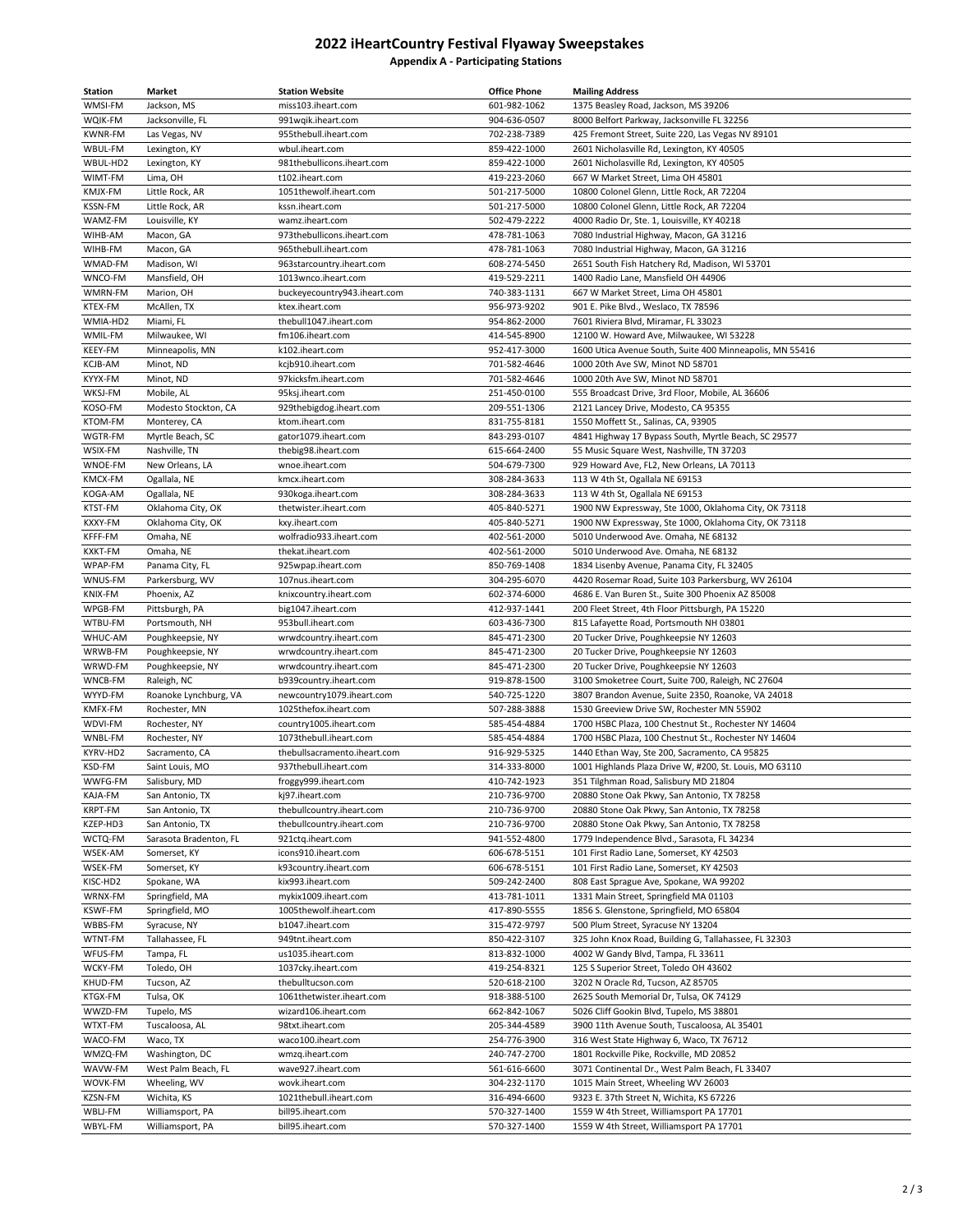## 2022 iHeartCountry Festival Flyaway Sweepstakes

**Appendix A - Participating Stations**

| Station | Market | Station Website | Office Phone | Mailing Address |
|---|---|---|---|---|
| WMSI-FM | Jackson, MS | miss103.iheart.com | 601-982-1062 | 1375 Beasley Road, Jackson, MS 39206 |
| WQIK-FM | Jacksonville, FL | 991wqik.iheart.com | 904-636-0507 | 8000 Belfort Parkway, Jacksonville FL 32256 |
| KWNR-FM | Las Vegas, NV | 955thebull.iheart.com | 702-238-7389 | 425 Fremont Street, Suite 220, Las Vegas NV 89101 |
| WBUL-FM | Lexington, KY | wbul.iheart.com | 859-422-1000 | 2601 Nicholasville Rd, Lexington, KY 40505 |
| WBUL-HD2 | Lexington, KY | 981thebullicons.iheart.com | 859-422-1000 | 2601 Nicholasville Rd, Lexington, KY 40505 |
| WIMT-FM | Lima, OH | t102.iheart.com | 419-223-2060 | 667 W Market Street, Lima OH 45801 |
| KMJX-FM | Little Rock, AR | 1051thewolf.iheart.com | 501-217-5000 | 10800 Colonel Glenn, Little Rock, AR 72204 |
| KSSN-FM | Little Rock, AR | kssn.iheart.com | 501-217-5000 | 10800 Colonel Glenn, Little Rock, AR 72204 |
| WAMZ-FM | Louisville, KY | wamz.iheart.com | 502-479-2222 | 4000 Radio Dr, Ste. 1, Louisville, KY 40218 |
| WIHB-AM | Macon, GA | 973thebullicons.iheart.com | 478-781-1063 | 7080 Industrial Highway, Macon, GA 31216 |
| WIHB-FM | Macon, GA | 965thebull.iheart.com | 478-781-1063 | 7080 Industrial Highway, Macon, GA 31216 |
| WMAD-FM | Madison, WI | 963starcountry.iheart.com | 608-274-5450 | 2651 South Fish Hatchery Rd, Madison, WI 53701 |
| WNCO-FM | Mansfield, OH | 1013wnco.iheart.com | 419-529-2211 | 1400 Radio Lane, Mansfield OH 44906 |
| WMRN-FM | Marion, OH | buckeyecountry943.iheart.com | 740-383-1131 | 667 W Market Street, Lima OH 45801 |
| KTEX-FM | McAllen, TX | ktex.iheart.com | 956-973-9202 | 901 E. Pike Blvd., Weslaco, TX 78596 |
| WMIA-HD2 | Miami, FL | thebull1047.iheart.com | 954-862-2000 | 7601 Riviera Blvd, Miramar, FL 33023 |
| WMIL-FM | Milwaukee, WI | fm106.iheart.com | 414-545-8900 | 12100 W. Howard Ave, Milwaukee, WI 53228 |
| KEEY-FM | Minneapolis, MN | k102.iheart.com | 952-417-3000 | 1600 Utica Avenue South, Suite 400 Minneapolis, MN 55416 |
| KCJB-AM | Minot, ND | kcjb910.iheart.com | 701-582-4646 | 1000 20th Ave SW, Minot ND 58701 |
| KYYX-FM | Minot, ND | 97kicksfm.iheart.com | 701-582-4646 | 1000 20th Ave SW, Minot ND 58701 |
| WKSJ-FM | Mobile, AL | 95ksj.iheart.com | 251-450-0100 | 555 Broadcast Drive, 3rd Floor, Mobile, AL 36606 |
| KOSO-FM | Modesto Stockton, CA | 929thebigdog.iheart.com | 209-551-1306 | 2121 Lancey Drive, Modesto, CA 95355 |
| KTOM-FM | Monterey, CA | ktom.iheart.com | 831-755-8181 | 1550 Moffett St., Salinas, CA, 93905 |
| WGTR-FM | Myrtle Beach, SC | gator1079.iheart.com | 843-293-0107 | 4841 Highway 17 Bypass South, Myrtle Beach, SC 29577 |
| WSIX-FM | Nashville, TN | thebig98.iheart.com | 615-664-2400 | 55 Music Square West, Nashville, TN 37203 |
| WNOE-FM | New Orleans, LA | wnoe.iheart.com | 504-679-7300 | 929 Howard Ave, FL2, New Orleans, LA 70113 |
| KMCX-FM | Ogallala, NE | kmcx.iheart.com | 308-284-3633 | 113 W 4th St, Ogallala NE 69153 |
| KOGA-AM | Ogallala, NE | 930koga.iheart.com | 308-284-3633 | 113 W 4th St, Ogallala NE 69153 |
| KTST-FM | Oklahoma City, OK | thetwister.iheart.com | 405-840-5271 | 1900 NW Expressway, Ste 1000, Oklahoma City, OK 73118 |
| KXXY-FM | Oklahoma City, OK | kxy.iheart.com | 405-840-5271 | 1900 NW Expressway, Ste 1000, Oklahoma City, OK 73118 |
| KFFF-FM | Omaha, NE | wolfradio933.iheart.com | 402-561-2000 | 5010 Underwood Ave. Omaha, NE 68132 |
| KXKT-FM | Omaha, NE | thekat.iheart.com | 402-561-2000 | 5010 Underwood Ave. Omaha, NE 68132 |
| WPAP-FM | Panama City, FL | 925wpap.iheart.com | 850-769-1408 | 1834 Lisenby Avenue, Panama City, FL 32405 |
| WNUS-FM | Parkersburg, WV | 107nus.iheart.com | 304-295-6070 | 4420 Rosemar Road, Suite 103 Parkersburg, WV 26104 |
| KNIX-FM | Phoenix, AZ | knixcountry.iheart.com | 602-374-6000 | 4686 E. Van Buren St., Suite 300 Phoenix AZ 85008 |
| WPGB-FM | Pittsburgh, PA | big1047.iheart.com | 412-937-1441 | 200 Fleet Street, 4th Floor Pittsburgh, PA 15220 |
| WTBU-FM | Portsmouth, NH | 953bull.iheart.com | 603-436-7300 | 815 Lafayette Road, Portsmouth NH 03801 |
| WHUC-AM | Poughkeepsie, NY | wrwdcountry.iheart.com | 845-471-2300 | 20 Tucker Drive, Poughkeepsie NY 12603 |
| WRWB-FM | Poughkeepsie, NY | wrwdcountry.iheart.com | 845-471-2300 | 20 Tucker Drive, Poughkeepsie NY 12603 |
| WRWD-FM | Poughkeepsie, NY | wrwdcountry.iheart.com | 845-471-2300 | 20 Tucker Drive, Poughkeepsie NY 12603 |
| WNCB-FM | Raleigh, NC | b939country.iheart.com | 919-878-1500 | 3100 Smoketree Court, Suite 700, Raleigh, NC 27604 |
| WYYD-FM | Roanoke Lynchburg, VA | newcountry1079.iheart.com | 540-725-1220 | 3807 Brandon Avenue, Suite 2350, Roanoke, VA 24018 |
| KMFX-FM | Rochester, MN | 1025thefox.iheart.com | 507-288-3888 | 1530 Greeview Drive SW, Rochester MN 55902 |
| WDVI-FM | Rochester, NY | country1005.iheart.com | 585-454-4884 | 1700 HSBC Plaza, 100 Chestnut St., Rochester NY 14604 |
| WNBL-FM | Rochester, NY | 1073thebull.iheart.com | 585-454-4884 | 1700 HSBC Plaza, 100 Chestnut St., Rochester NY 14604 |
| KYRV-HD2 | Sacramento, CA | thebullsacramento.iheart.com | 916-929-5325 | 1440 Ethan Way, Ste 200, Sacramento, CA 95825 |
| KSD-FM | Saint Louis, MO | 937thebull.iheart.com | 314-333-8000 | 1001 Highlands Plaza Drive W, #200, St. Louis, MO 63110 |
| WWFG-FM | Salisbury, MD | froggy999.iheart.com | 410-742-1923 | 351 Tilghman Road, Salisbury MD 21804 |
| KAJA-FM | San Antonio, TX | kj97.iheart.com | 210-736-9700 | 20880 Stone Oak Pkwy, San Antonio, TX 78258 |
| KRPT-FM | San Antonio, TX | thebullcountry.iheart.com | 210-736-9700 | 20880 Stone Oak Pkwy, San Antonio, TX 78258 |
| KZEP-HD3 | San Antonio, TX | thebullcountry.iheart.com | 210-736-9700 | 20880 Stone Oak Pkwy, San Antonio, TX 78258 |
| WCTQ-FM | Sarasota Bradenton, FL | 921ctq.iheart.com | 941-552-4800 | 1779 Independence Blvd., Sarasota, FL 34234 |
| WSEK-AM | Somerset, KY | icons910.iheart.com | 606-678-5151 | 101 First Radio Lane, Somerset, KY 42503 |
| WSEK-FM | Somerset, KY | k93country.iheart.com | 606-678-5151 | 101 First Radio Lane, Somerset, KY 42503 |
| KISC-HD2 | Spokane, WA | kix993.iheart.com | 509-242-2400 | 808 East Sprague Ave, Spokane, WA 99202 |
| WRNX-FM | Springfield, MA | mykix1009.iheart.com | 413-781-1011 | 1331 Main Street, Springfield MA 01103 |
| KSWF-FM | Springfield, MO | 1005thewolf.iheart.com | 417-890-5555 | 1856 S. Glenstone, Springfield, MO 65804 |
| WBBS-FM | Syracuse, NY | b1047.iheart.com | 315-472-9797 | 500 Plum Street, Syracuse NY 13204 |
| WTNT-FM | Tallahassee, FL | 949tnt.iheart.com | 850-422-3107 | 325 John Knox Road, Building G, Tallahassee, FL 32303 |
| WFUS-FM | Tampa, FL | us1035.iheart.com | 813-832-1000 | 4002 W Gandy Blvd, Tampa, FL 33611 |
| WCKY-FM | Toledo, OH | 1037cky.iheart.com | 419-254-8321 | 125 S Superior Street, Toledo OH 43602 |
| KHUD-FM | Tucson, AZ | thebulltucson.com | 520-618-2100 | 3202 N Oracle Rd, Tucson, AZ 85705 |
| KTGX-FM | Tulsa, OK | 1061thetwister.iheart.com | 918-388-5100 | 2625 South Memorial Dr, Tulsa, OK 74129 |
| WWZD-FM | Tupelo, MS | wizard106.iheart.com | 662-842-1067 | 5026 Cliff Gookin Blvd, Tupelo, MS 38801 |
| WTXT-FM | Tuscaloosa, AL | 98txt.iheart.com | 205-344-4589 | 3900 11th Avenue South, Tuscaloosa, AL 35401 |
| WACO-FM | Waco, TX | waco100.iheart.com | 254-776-3900 | 316 West State Highway 6, Waco, TX 76712 |
| WMZQ-FM | Washington, DC | wmzq.iheart.com | 240-747-2700 | 1801 Rockville Pike, Rockville, MD 20852 |
| WAVW-FM | West Palm Beach, FL | wave927.iheart.com | 561-616-6600 | 3071 Continental Dr., West Palm Beach, FL 33407 |
| WOVK-FM | Wheeling, WV | wovk.iheart.com | 304-232-1170 | 1015 Main Street, Wheeling WV 26003 |
| KZSN-FM | Wichita, KS | 1021thebull.iheart.com | 316-494-6600 | 9323 E. 37th Street N, Wichita, KS 67226 |
| WBLJ-FM | Williamsport, PA | bill95.iheart.com | 570-327-1400 | 1559 W 4th Street, Williamsport PA 17701 |
| WBYL-FM | Williamsport, PA | bill95.iheart.com | 570-327-1400 | 1559 W 4th Street, Williamsport PA 17701 |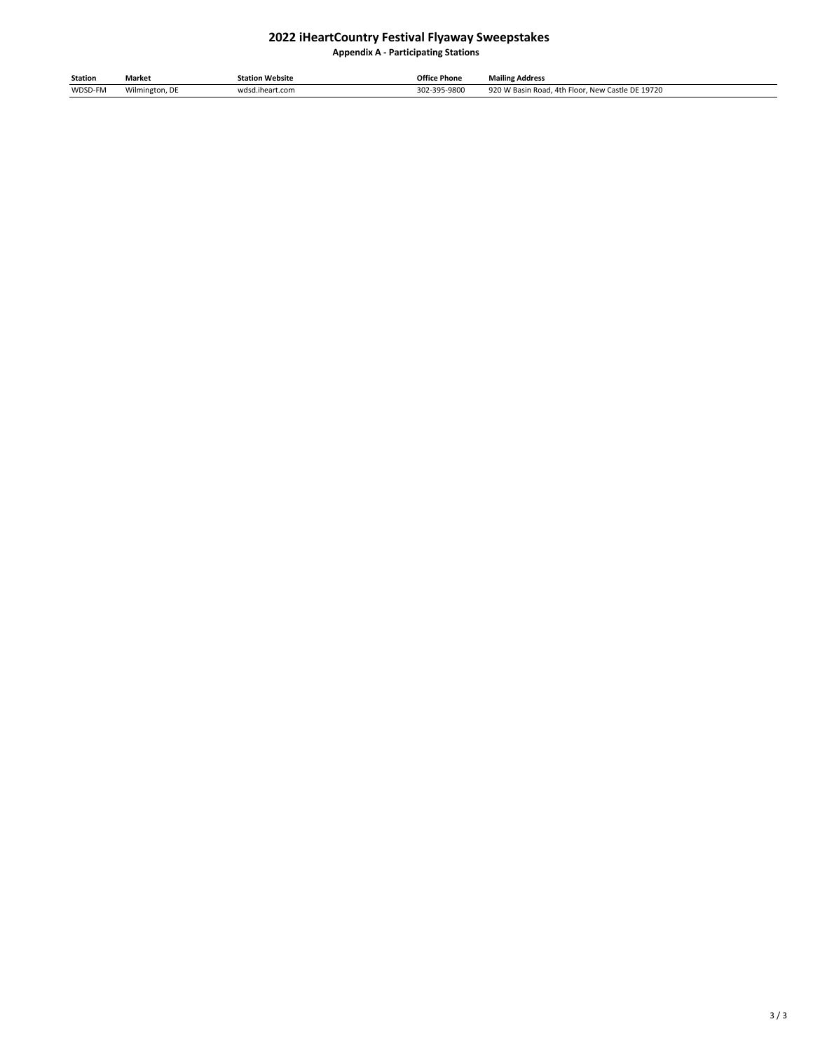# 2022 iHeartCountry Festival Flyaway Sweepstakes

**Appendix A - Participating Stations**

| Station | Market | Station Website | Office Phone | Mailing Address |
|---|---|---|---|---|
| WDSD-FM | Wilmington, DE | wdsd.iheart.com | 302-395-9800 | 920 W Basin Road, 4th Floor, New Castle DE 19720 |